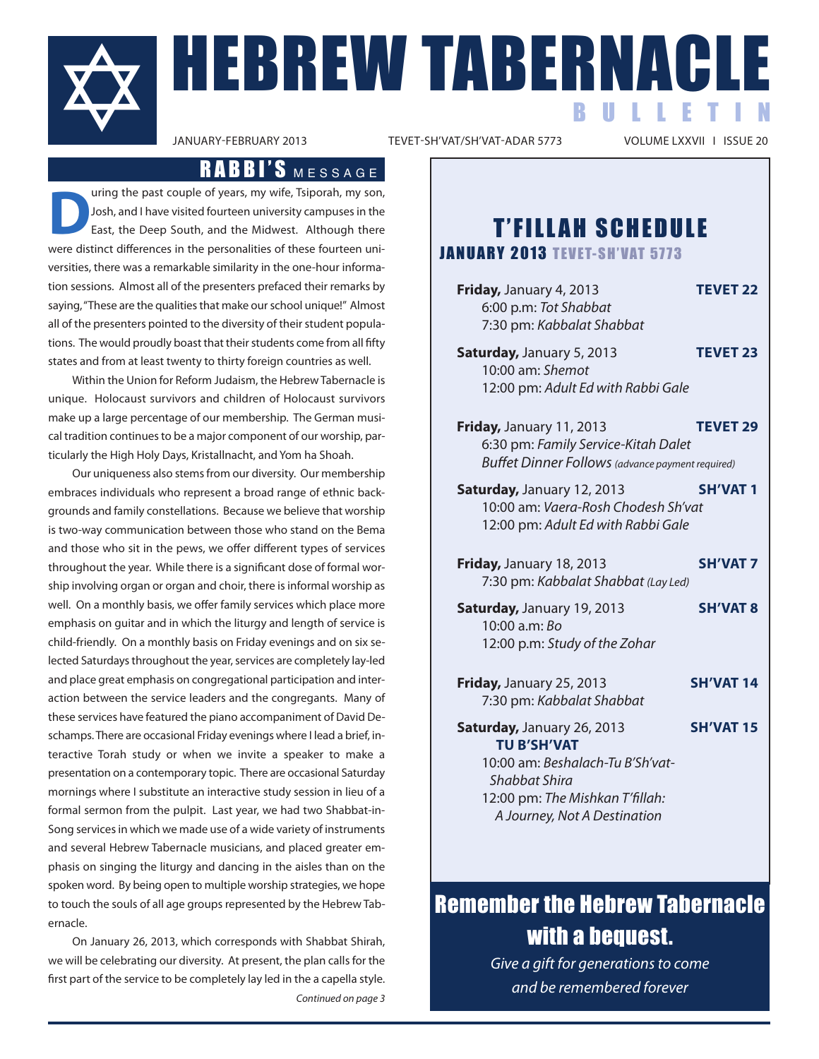# HEBREW TABERNACLE BULLETIN

JANUARY-FEBRUARY 2013 TEVET-SH'VAT/SH'VAT-ADAR 5773 VOLUME LXXVII I ISSUE 20

## RABBI'S MESSAGE

During the past couple of years, my wife, Tsiporah, my son, Josh, and I have visited fourteen university campuses in the East, the Deep South, and the Midwest. Although there were distinct differences in the personalities of these fourteen universities, there was a remarkable similarity in the one-hour information sessions. Almost all of the presenters prefaced their remarks by saying, "These are the qualities that make our school unique!" Almost all of the presenters pointed to the diversity of their student populations. The would proudly boast that their students come from all fifty states and from at least twenty to thirty foreign countries as well.

Within the Union for Reform Judaism, the Hebrew Tabernacle is unique. Holocaust survivors and children of Holocaust survivors make up a large percentage of our membership. The German musical tradition continues to be a major component of our worship, particularly the High Holy Days, Kristallnacht, and Yom ha Shoah.

Our uniqueness also stems from our diversity. Our membership embraces individuals who represent a broad range of ethnic backgrounds and family constellations. Because we believe that worship is two-way communication between those who stand on the Bema and those who sit in the pews, we offer different types of services throughout the year. While there is a significant dose of formal worship involving organ or organ and choir, there is informal worship as well. On a monthly basis, we offer family services which place more emphasis on guitar and in which the liturgy and length of service is child-friendly. On a monthly basis on Friday evenings and on six selected Saturdays throughout the year, services are completely lay-led and place great emphasis on congregational participation and interaction between the service leaders and the congregants. Many of these services have featured the piano accompaniment of David Deschamps. There are occasional Friday evenings where I lead a brief, interactive Torah study or when we invite a speaker to make a presentation on a contemporary topic. There are occasional Saturday mornings where I substitute an interactive study session in lieu of a formal sermon from the pulpit. Last year, we had two Shabbat-in-Song services in which we made use of a wide variety of instruments and several Hebrew Tabernacle musicians, and placed greater emphasis on singing the liturgy and dancing in the aisles than on the spoken word. By being open to multiple worship strategies, we hope to touch the souls of all age groups represented by the Hebrew Tabernacle.

On January 26, 2013, which corresponds with Shabbat Shirah, we will be celebrating our diversity. At present, the plan calls for the first part of the service to be completely lay led in the a capella style.

*Continued on page 3*

## T'FILLAH SCHEDULE

### JANUARY 2013 TEVET-SH'VAT 5773

**Friday,** January 4, 2013 — **TEVET 22**
6:00 p.m: *Tot Shabbat*
7:30 pm: *Kabbalat Shabbat*

**Saturday,** January 5, 2013 — **TEVET 23**
10:00 am: *Shemot*
12:00 pm: *Adult Ed with Rabbi Gale*

**Friday,** January 11, 2013 — **TEVET 29**
6:30 pm: *Family Service-Kitah Dalet*
*Buffet Dinner Follows (advance payment required)*

**Saturday,** January 12, 2013 — **SH'VAT 1**
10:00 am: *Vaera-Rosh Chodesh Sh'vat*
12:00 pm: *Adult Ed with Rabbi Gale*

**Friday,** January 18, 2013 — **SH'VAT 7**
7:30 pm: *Kabbalat Shabbat (Lay Led)*

**Saturday,** January 19, 2013 — **SH'VAT 8**
10:00 a.m: *Bo*
12:00 p.m: *Study of the Zohar*

**Friday,** January 25, 2013 — **SH'VAT 14**
7:30 pm: *Kabbalat Shabbat*

**Saturday,** January 26, 2013 — **SH'VAT 15**
**TU B'SH'VAT**
10:00 am: *Beshalach-Tu B'Sh'vat-Shabbat Shira*
12:00 pm: *The Mishkan T'fillah: A Journey, Not A Destination*

## Remember the Hebrew Tabernacle with a bequest.

*Give a gift for generations to come and be remembered forever*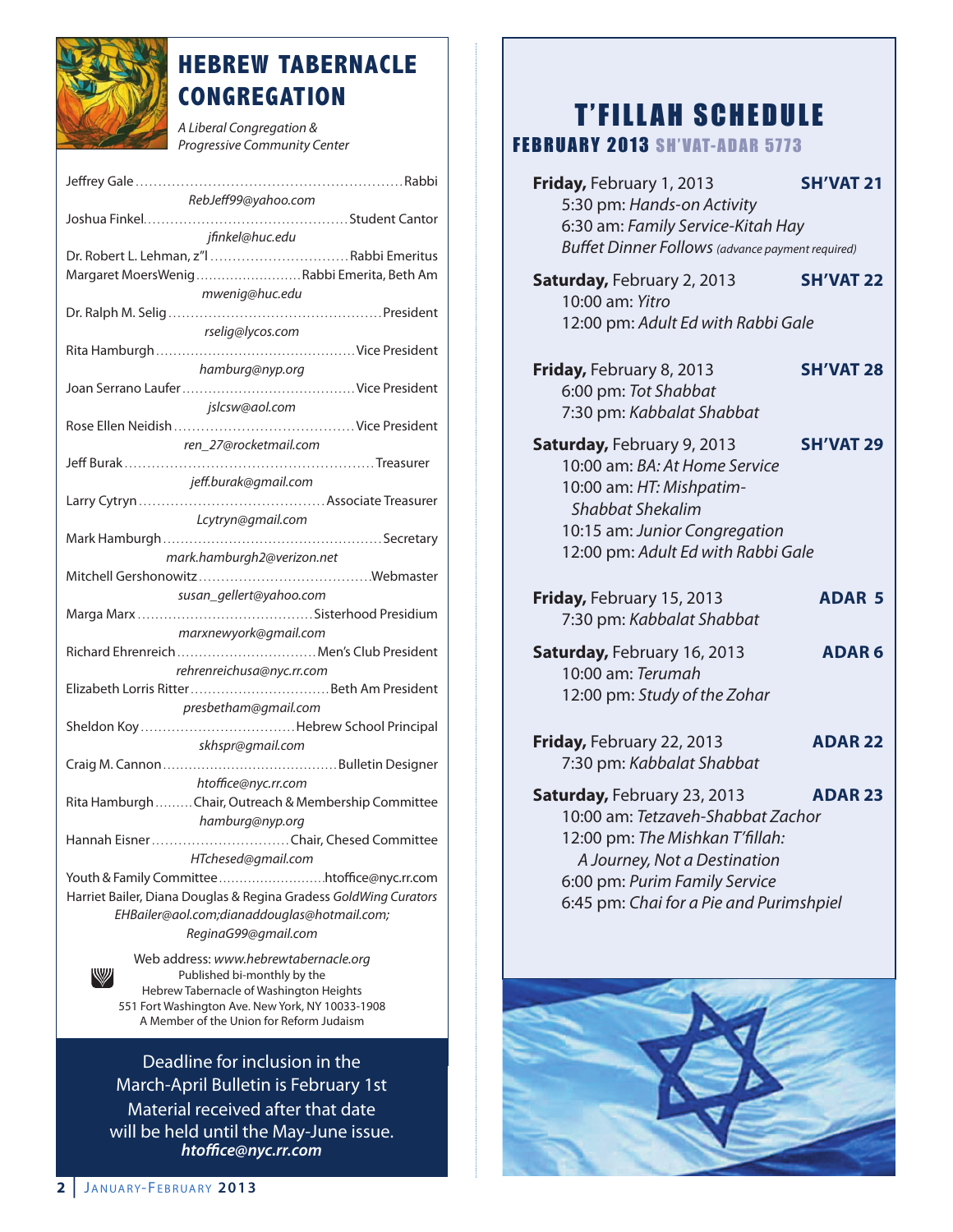# HEBREW TABERNACLE CONGREGATION

*A Liberal Congregation & Progressive Community Center*

Jeffrey Gale .......... Rabbi
*RebJeff99@yahoo.com*

Joshua Finkel .......... Student Cantor
*jfinkel@huc.edu*

Dr. Robert L. Lehman, z"l .......... Rabbi Emeritus

Margaret MoersWenig .......... Rabbi Emerita, Beth Am
*mwenig@huc.edu*

Dr. Ralph M. Selig .......... President
*rselig@lycos.com*

Rita Hamburgh .......... Vice President
*hamburg@nyp.org*

Joan Serrano Laufer .......... Vice President
*jslcsw@aol.com*

Rose Ellen Neidish .......... Vice President
*ren_27@rocketmail.com*

Jeff Burak .......... Treasurer
*jeff.burak@gmail.com*

Larry Cytryn .......... Associate Treasurer
*Lcytryn@gmail.com*

Mark Hamburgh .......... Secretary
*mark.hamburgh2@verizon.net*

Mitchell Gershonowitz .......... Webmaster
*susan_gellert@yahoo.com*

Marga Marx .......... Sisterhood Presidium
*marxnewyork@gmail.com*

Richard Ehrenreich .......... Men's Club President
*rehrenreichusa@nyc.rr.com*

Elizabeth Lorris Ritter .......... Beth Am President
*presbetham@gmail.com*

Sheldon Koy .......... Hebrew School Principal
*skhspr@gmail.com*

Craig M. Cannon .......... Bulletin Designer
*htoffice@nyc.rr.com*

Rita Hamburgh .......... Chair, Outreach & Membership Committee
*hamburg@nyp.org*

Hannah Eisner .......... Chair, Chesed Committee
*HTchesed@gmail.com*

Youth & Family Committee .......... htoffice@nyc.rr.com

Harriet Bailer, Diana Douglas & Regina Gradess *GoldWing Curators*
*EHBailer@aol.com;dianaddouglas@hotmail.com; ReginaG99@gmail.com*

Web address: *www.hebrewtabernacle.org*
Published bi-monthly by the
Hebrew Tabernacle of Washington Heights
551 Fort Washington Ave. New York, NY 10033-1908
A Member of the Union for Reform Judaism

Deadline for inclusion in the March-April Bulletin is February 1st
Material received after that date will be held until the May-June issue.
***htoffice@nyc.rr.com***

# T'FILLAH SCHEDULE

## FEBRUARY 2013 SH'VAT-ADAR 5773

**Friday,** February 1, 2013 — **SH'VAT 21**
- 5:30 pm: *Hands-on Activity*
- 6:30 am: *Family Service-Kitah Hay*
- *Buffet Dinner Follows* *(advance payment required)*

**Saturday,** February 2, 2013 — **SH'VAT 22**
- 10:00 am: *Yitro*
- 12:00 pm: *Adult Ed with Rabbi Gale*

**Friday,** February 8, 2013 — **SH'VAT 28**
- 6:00 pm: *Tot Shabbat*
- 7:30 pm: *Kabbalat Shabbat*

**Saturday,** February 9, 2013 — **SH'VAT 29**
- 10:00 am: *BA: At Home Service*
- 10:00 am: *HT: Mishpatim-Shabbat Shekalim*
- 10:15 am: *Junior Congregation*
- 12:00 pm: *Adult Ed with Rabbi Gale*

**Friday,** February 15, 2013 — **ADAR 5**
- 7:30 pm: *Kabbalat Shabbat*

**Saturday,** February 16, 2013 — **ADAR 6**
- 10:00 am: *Terumah*
- 12:00 pm: *Study of the Zohar*

**Friday,** February 22, 2013 — **ADAR 22**
- 7:30 pm: *Kabbalat Shabbat*

**Saturday,** February 23, 2013 — **ADAR 23**
- 10:00 am: *Tetzaveh-Shabbat Zachor*
- 12:00 pm: *The Mishkan T'fillah: A Journey, Not a Destination*
- 6:00 pm: *Purim Family Service*
- 6:45 pm: *Chai for a Pie and Purimshpiel*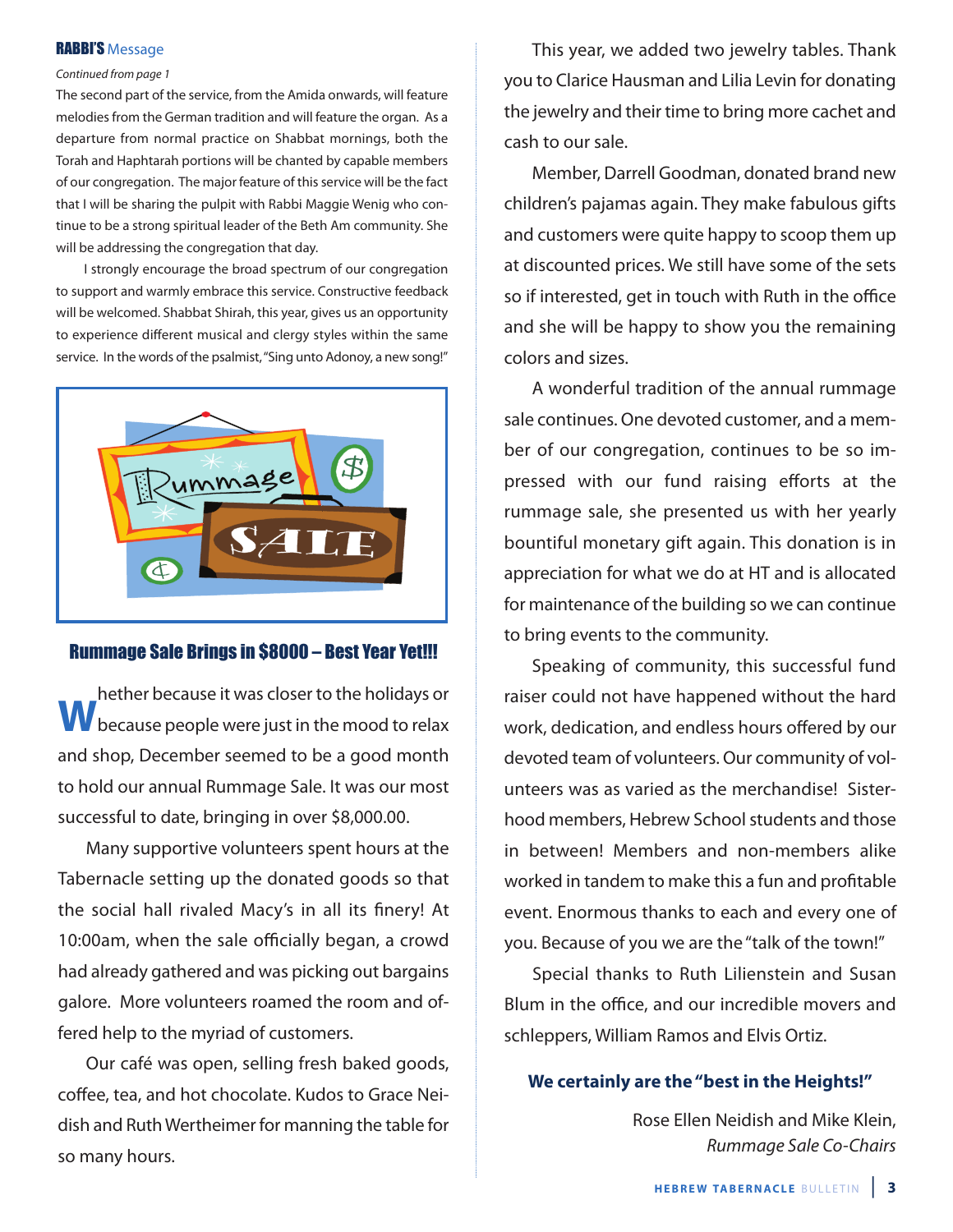## RABBI'S Message

*Continued from page 1*

The second part of the service, from the Amida onwards, will feature melodies from the German tradition and will feature the organ. As a departure from normal practice on Shabbat mornings, both the Torah and Haphtarah portions will be chanted by capable members of our congregation. The major feature of this service will be the fact that I will be sharing the pulpit with Rabbi Maggie Wenig who continue to be a strong spiritual leader of the Beth Am community. She will be addressing the congregation that day.

I strongly encourage the broad spectrum of our congregation to support and warmly embrace this service. Constructive feedback will be welcomed. Shabbat Shirah, this year, gives us an opportunity to experience different musical and clergy styles within the same service. In the words of the psalmist, "Sing unto Adonoy, a new song!"

## Rummage Sale Brings in $8000 – Best Year Yet!!!

Whether because it was closer to the holidays or because people were just in the mood to relax and shop, December seemed to be a good month to hold our annual Rummage Sale. It was our most successful to date, bringing in over $8,000.00.

Many supportive volunteers spent hours at the Tabernacle setting up the donated goods so that the social hall rivaled Macy's in all its finery! At 10:00am, when the sale officially began, a crowd had already gathered and was picking out bargains galore. More volunteers roamed the room and offered help to the myriad of customers.

Our café was open, selling fresh baked goods, coffee, tea, and hot chocolate. Kudos to Grace Neidish and Ruth Wertheimer for manning the table for so many hours.

This year, we added two jewelry tables. Thank you to Clarice Hausman and Lilia Levin for donating the jewelry and their time to bring more cachet and cash to our sale.

Member, Darrell Goodman, donated brand new children's pajamas again. They make fabulous gifts and customers were quite happy to scoop them up at discounted prices. We still have some of the sets so if interested, get in touch with Ruth in the office and she will be happy to show you the remaining colors and sizes.

A wonderful tradition of the annual rummage sale continues. One devoted customer, and a member of our congregation, continues to be so impressed with our fund raising efforts at the rummage sale, she presented us with her yearly bountiful monetary gift again. This donation is in appreciation for what we do at HT and is allocated for maintenance of the building so we can continue to bring events to the community.

Speaking of community, this successful fund raiser could not have happened without the hard work, dedication, and endless hours offered by our devoted team of volunteers. Our community of volunteers was as varied as the merchandise! Sisterhood members, Hebrew School students and those in between! Members and non-members alike worked in tandem to make this a fun and profitable event. Enormous thanks to each and every one of you. Because of you we are the "talk of the town!"

Special thanks to Ruth Lilienstein and Susan Blum in the office, and our incredible movers and schleppers, William Ramos and Elvis Ortiz.

**We certainly are the "best in the Heights!"**

Rose Ellen Neidish and Mike Klein,
*Rummage Sale Co-Chairs*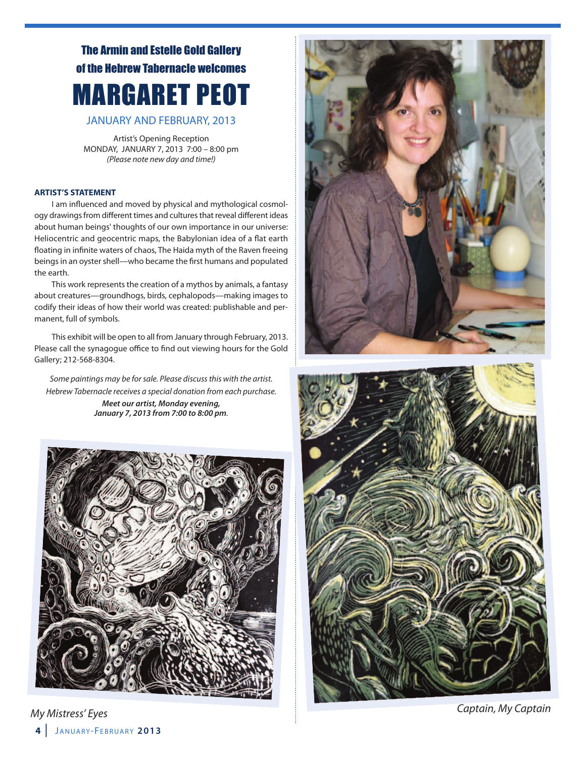## The Armin and Estelle Gold Gallery of the Hebrew Tabernacle welcomes

# MARGARET PEOT

### JANUARY AND FEBRUARY, 2013

Artist's Opening Reception
MONDAY, JANUARY 7, 2013 7:00 – 8:00 pm
*(Please note new day and time!)*

**ARTIST'S STATEMENT**

I am influenced and moved by physical and mythological cosmology drawings from different times and cultures that reveal different ideas about human beings' thoughts of our own importance in our universe: Heliocentric and geocentric maps, the Babylonian idea of a flat earth floating in infinite waters of chaos, The Haida myth of the Raven freeing beings in an oyster shell—who became the first humans and populated the earth.

This work represents the creation of a mythos by animals, a fantasy about creatures—groundhogs, birds, cephalopods—making images to codify their ideas of how their world was created: publishable and permanent, full of symbols.

This exhibit will be open to all from January through February, 2013. Please call the synagogue office to find out viewing hours for the Gold Gallery; 212-568-8304.

*Some paintings may be for sale. Please discuss this with the artist. Hebrew Tabernacle receives a special donation from each purchase.*

***Meet our artist, Monday evening, January 7, 2013 from 7:00 to 8:00 pm.***

*My Mistress' Eyes*

*Captain, My Captain*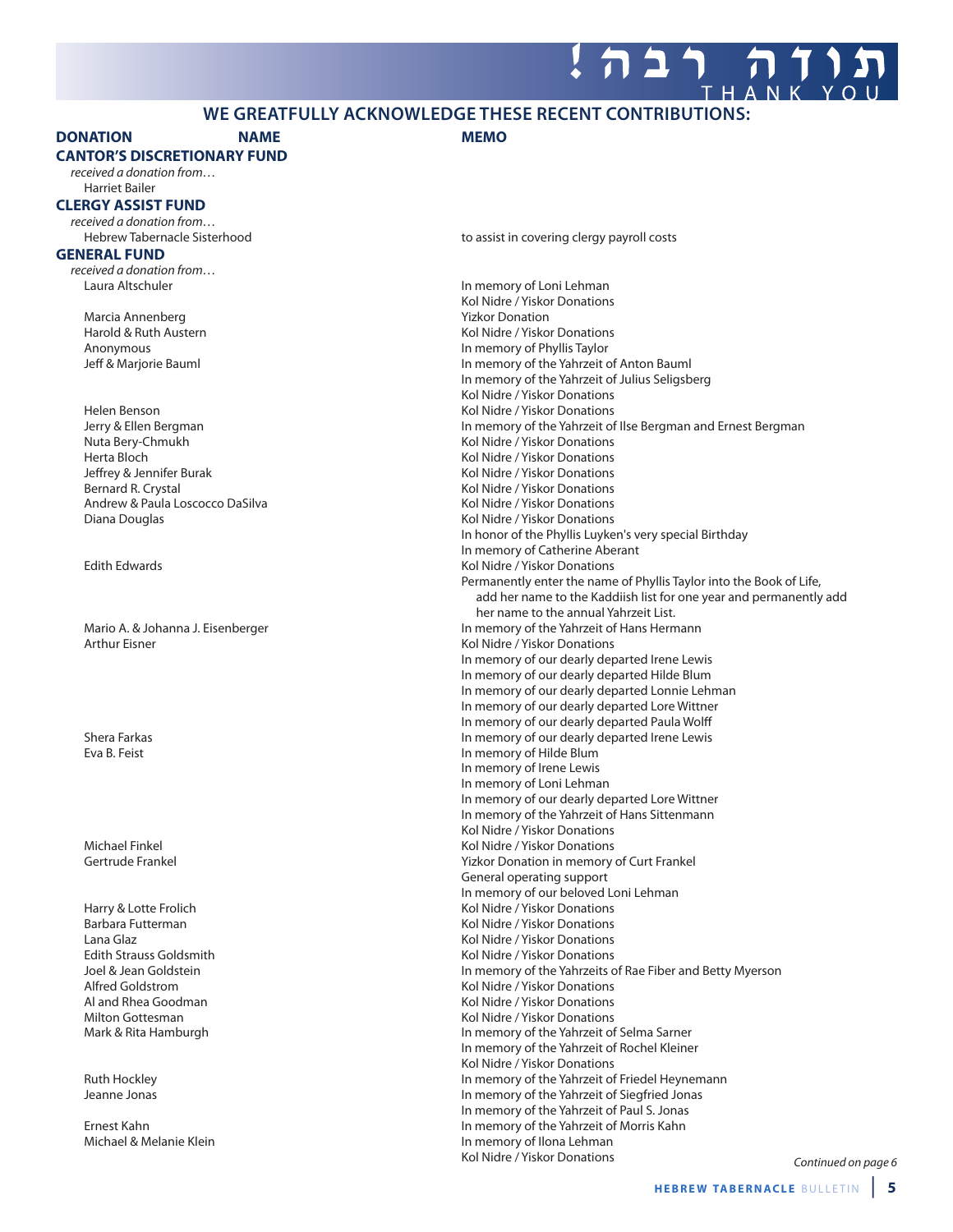# תודה רבה! THANK YOU

## WE GREATFULLY ACKNOWLEDGE THESE RECENT CONTRIBUTIONS:

| DONATION | NAME | MEMO |
|---|---|---|
| **CANTOR'S DISCRETIONARY FUND** | | |
| *received a donation from…* | | |
| | Harriet Bailer | |
| **CLERGY ASSIST FUND** | | |
| *received a donation from…* | | |
| | Hebrew Tabernacle Sisterhood | to assist in covering clergy payroll costs |
| **GENERAL FUND** | | |
| *received a donation from…* | | |
| | Laura Altschuler | In memory of Loni Lehman |
| | | Kol Nidre / Yiskor Donations |
| | Marcia Annenberg | Yizkor Donation |
| | Harold & Ruth Austern | Kol Nidre / Yiskor Donations |
| | Anonymous | In memory of Phyllis Taylor |
| | Jeff & Marjorie Bauml | In memory of the Yahrzeit of Anton Bauml |
| | | In memory of the Yahrzeit of Julius Seligsberg |
| | | Kol Nidre / Yiskor Donations |
| | Helen Benson | Kol Nidre / Yiskor Donations |
| | Jerry & Ellen Bergman | In memory of the Yahrzeit of Ilse Bergman and Ernest Bergman |
| | Nuta Bery-Chmukh | Kol Nidre / Yiskor Donations |
| | Herta Bloch | Kol Nidre / Yiskor Donations |
| | Jeffrey & Jennifer Burak | Kol Nidre / Yiskor Donations |
| | Bernard R. Crystal | Kol Nidre / Yiskor Donations |
| | Andrew & Paula Loscocco DaSilva | Kol Nidre / Yiskor Donations |
| | Diana Douglas | Kol Nidre / Yiskor Donations |
| | | In honor of the Phyllis Luyken's very special Birthday |
| | | In memory of Catherine Aberant |
| | Edith Edwards | Kol Nidre / Yiskor Donations |
| | | Permanently enter the name of Phyllis Taylor into the Book of Life, add her name to the Kaddiish list for one year and permanently add her name to the annual Yahrzeit List. |
| | Mario A. & Johanna J. Eisenberger | In memory of the Yahrzeit of Hans Hermann |
| | Arthur Eisner | Kol Nidre / Yiskor Donations |
| | | In memory of our dearly departed Irene Lewis |
| | | In memory of our dearly departed Hilde Blum |
| | | In memory of our dearly departed Lonnie Lehman |
| | | In memory of our dearly departed Lore Wittner |
| | | In memory of our dearly departed Paula Wolff |
| | Shera Farkas | In memory of our dearly departed Irene Lewis |
| | Eva B. Feist | In memory of Hilde Blum |
| | | In memory of Irene Lewis |
| | | In memory of Loni Lehman |
| | | In memory of our dearly departed Lore Wittner |
| | | In memory of the Yahrzeit of Hans Sittenmann |
| | | Kol Nidre / Yiskor Donations |
| | Michael Finkel | Kol Nidre / Yiskor Donations |
| | Gertrude Frankel | Yizkor Donation in memory of Curt Frankel |
| | | General operating support |
| | | In memory of our beloved Loni Lehman |
| | Harry & Lotte Frolich | Kol Nidre / Yiskor Donations |
| | Barbara Futterman | Kol Nidre / Yiskor Donations |
| | Lana Glaz | Kol Nidre / Yiskor Donations |
| | Edith Strauss Goldsmith | Kol Nidre / Yiskor Donations |
| | Joel & Jean Goldstein | In memory of the Yahrzeits of Rae Fiber and Betty Myerson |
| | Alfred Goldstrom | Kol Nidre / Yiskor Donations |
| | Al and Rhea Goodman | Kol Nidre / Yiskor Donations |
| | Milton Gottesman | Kol Nidre / Yiskor Donations |
| | Mark & Rita Hamburgh | In memory of the Yahrzeit of Selma Sarner |
| | | In memory of the Yahrzeit of Rochel Kleiner |
| | | Kol Nidre / Yiskor Donations |
| | Ruth Hockley | In memory of the Yahrzeit of Friedel Heynemann |
| | Jeanne Jonas | In memory of the Yahrzeit of Siegfried Jonas |
| | | In memory of the Yahrzeit of Paul S. Jonas |
| | Ernest Kahn | In memory of the Yahrzeit of Morris Kahn |
| | Michael & Melanie Klein | In memory of Ilona Lehman |
| | | Kol Nidre / Yiskor Donations |

*Continued on page 6*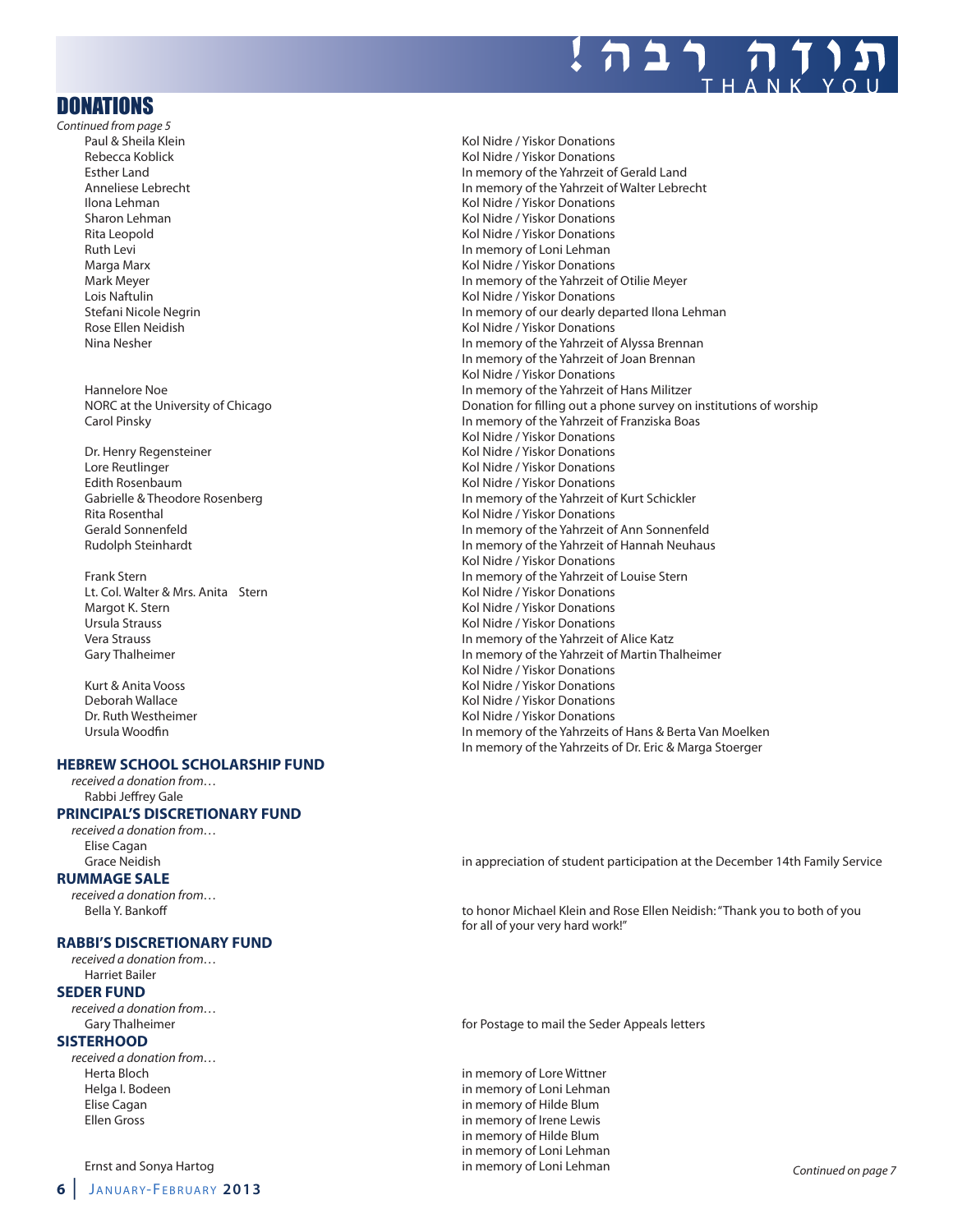# DONATIONS

*Continued from page 5*

| Donor | Donation |
|---|---|
| Paul & Sheila Klein | Kol Nidre / Yiskor Donations |
| Rebecca Koblick | Kol Nidre / Yiskor Donations |
| Esther Land | In memory of the Yahrzeit of Gerald Land |
| Anneliese Lebrecht | In memory of the Yahrzeit of Walter Lebrecht |
| Ilona Lehman | Kol Nidre / Yiskor Donations |
| Sharon Lehman | Kol Nidre / Yiskor Donations |
| Rita Leopold | Kol Nidre / Yiskor Donations |
| Ruth Levi | In memory of Loni Lehman |
| Marga Marx | Kol Nidre / Yiskor Donations |
| Mark Meyer | In memory of the Yahrzeit of Otilie Meyer |
| Lois Naftulin | Kol Nidre / Yiskor Donations |
| Stefani Nicole Negrin | In memory of our dearly departed Ilona Lehman |
| Rose Ellen Neidish | Kol Nidre / Yiskor Donations |
| Nina Nesher | In memory of the Yahrzeit of Alyssa Brennan |
| | In memory of the Yahrzeit of Joan Brennan |
| | Kol Nidre / Yiskor Donations |
| Hannelore Noe | In memory of the Yahrzeit of Hans Militzer |
| NORC at the University of Chicago | Donation for filling out a phone survey on institutions of worship |
| Carol Pinsky | In memory of the Yahrzeit of Franziska Boas |
| | Kol Nidre / Yiskor Donations |
| Dr. Henry Regensteiner | Kol Nidre / Yiskor Donations |
| Lore Reutlinger | Kol Nidre / Yiskor Donations |
| Edith Rosenbaum | Kol Nidre / Yiskor Donations |
| Gabrielle & Theodore Rosenberg | In memory of the Yahrzeit of Kurt Schickler |
| Rita Rosenthal | Kol Nidre / Yiskor Donations |
| Gerald Sonnenfeld | In memory of the Yahrzeit of Ann Sonnenfeld |
| Rudolph Steinhardt | In memory of the Yahrzeit of Hannah Neuhaus |
| | Kol Nidre / Yiskor Donations |
| Frank Stern | In memory of the Yahrzeit of Louise Stern |
| Lt. Col. Walter & Mrs. Anita Stern | Kol Nidre / Yiskor Donations |
| Margot K. Stern | Kol Nidre / Yiskor Donations |
| Ursula Strauss | Kol Nidre / Yiskor Donations |
| Vera Strauss | In memory of the Yahrzeit of Alice Katz |
| Gary Thalheimer | In memory of the Yahrzeit of Martin Thalheimer |
| | Kol Nidre / Yiskor Donations |
| Kurt & Anita Vooss | Kol Nidre / Yiskor Donations |
| Deborah Wallace | Kol Nidre / Yiskor Donations |
| Dr. Ruth Westheimer | Kol Nidre / Yiskor Donations |
| Ursula Woodfin | In memory of the Yahrzeits of Hans & Berta Van Moelken |
| | In memory of the Yahrzeits of Dr. Eric & Marga Stoerger |

### HEBREW SCHOOL SCHOLARSHIP FUND

*received a donation from…*

Rabbi Jeffrey Gale

### PRINCIPAL'S DISCRETIONARY FUND

*received a donation from…*

| Donor | Donation |
|---|---|
| Elise Cagan | |
| Grace Neidish | in appreciation of student participation at the December 14th Family Service |

### RUMMAGE SALE

*received a donation from…*

| Donor | Donation |
|---|---|
| Bella Y. Bankoff | to honor Michael Klein and Rose Ellen Neidish: "Thank you to both of you for all of your very hard work!" |

### RABBI'S DISCRETIONARY FUND

*received a donation from…*

Harriet Bailer

### SEDER FUND

*received a donation from…*

| Donor | Donation |
|---|---|
| Gary Thalheimer | for Postage to mail the Seder Appeals letters |

### SISTERHOOD

*received a donation from…*

| Donor | Donation |
|---|---|
| Herta Bloch | in memory of Lore Wittner |
| Helga I. Bodeen | in memory of Loni Lehman |
| Elise Cagan | in memory of Hilde Blum |
| Ellen Gross | in memory of Irene Lewis |
| | in memory of Hilde Blum |
| | in memory of Loni Lehman |
| Ernst and Sonya Hartog | in memory of Loni Lehman |

*Continued on page 7*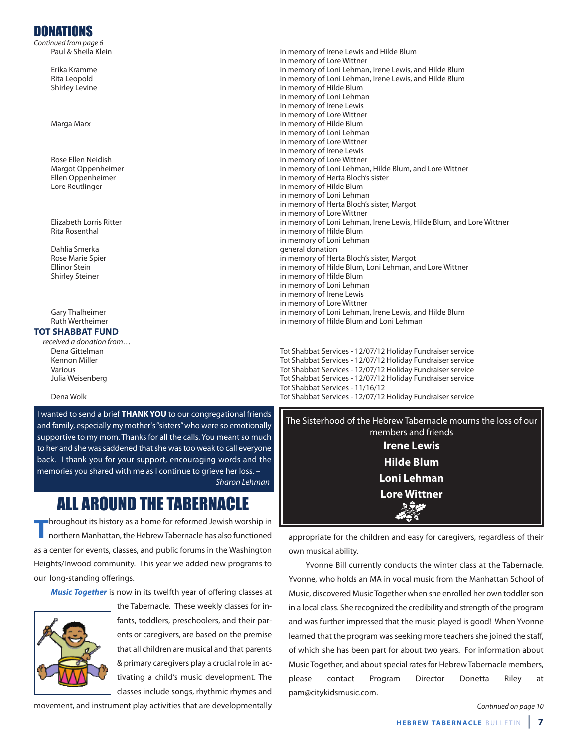## DONATIONS

*Continued from page 6*

| Donor | Dedication |
|---|---|
| Paul & Sheila Klein | in memory of Irene Lewis and Hilde Blum |
| | in memory of Lore Wittner |
| Erika Kramme | in memory of Loni Lehman, Irene Lewis, and Hilde Blum |
| Rita Leopold | in memory of Loni Lehman, Irene Lewis, and Hilde Blum |
| Shirley Levine | in memory of Hilde Blum |
| | in memory of Loni Lehman |
| | in memory of Irene Lewis |
| | in memory of Lore Wittner |
| Marga Marx | in memory of Hilde Blum |
| | in memory of Loni Lehman |
| | in memory of Lore Wittner |
| | in memory of Irene Lewis |
| Rose Ellen Neidish | in memory of Lore Wittner |
| Margot Oppenheimer | in memory of Loni Lehman, Hilde Blum, and Lore Wittner |
| Ellen Oppenheimer | in memory of Herta Bloch's sister |
| Lore Reutlinger | in memory of Hilde Blum |
| | in memory of Loni Lehman |
| | in memory of Herta Bloch's sister, Margot |
| | in memory of Lore Wittner |
| Elizabeth Lorris Ritter | in memory of Loni Lehman, Irene Lewis, Hilde Blum, and Lore Wittner |
| Rita Rosenthal | in memory of Hilde Blum |
| | in memory of Loni Lehman |
| Dahlia Smerka | general donation |
| Rose Marie Spier | in memory of Herta Bloch's sister, Margot |
| Ellinor Stein | in memory of Hilde Blum, Loni Lehman, and Lore Wittner |
| Shirley Steiner | in memory of Hilde Blum |
| | in memory of Loni Lehman |
| | in memory of Irene Lewis |
| | in memory of Lore Wittner |
| Gary Thalheimer | in memory of Loni Lehman, Irene Lewis, and Hilde Blum |
| Ruth Wertheimer | in memory of Hilde Blum and Loni Lehman |

### TOT SHABBAT FUND

*received a donation from…*

| Donor | Dedication |
|---|---|
| Dena Gittelman | Tot Shabbat Services - 12/07/12 Holiday Fundraiser service |
| Kennon Miller | Tot Shabbat Services - 12/07/12 Holiday Fundraiser service |
| Various | Tot Shabbat Services - 12/07/12 Holiday Fundraiser service |
| Julia Weisenberg | Tot Shabbat Services - 12/07/12 Holiday Fundraiser service |
| | Tot Shabbat Services - 11/16/12 |
| Dena Wolk | Tot Shabbat Services - 12/07/12 Holiday Fundraiser service |

I wanted to send a brief **THANK YOU** to our congregational friends and family, especially my mother's "sisters" who were so emotionally supportive to my mom. Thanks for all the calls. You meant so much to her and she was saddened that she was too weak to call everyone back. I thank you for your support, encouraging words and the memories you shared with me as I continue to grieve her loss. – *Sharon Lehman*

The Sisterhood of the Hebrew Tabernacle mourns the loss of our members and friends

**Irene Lewis**

**Hilde Blum**

**Loni Lehman**

**Lore Wittner**

## ALL AROUND THE TABERNACLE

Throughout its history as a home for reformed Jewish worship in northern Manhattan, the Hebrew Tabernacle has also functioned as a center for events, classes, and public forums in the Washington Heights/Inwood community. This year we added new programs to our long-standing offerings.

***Music Together*** is now in its twelfth year of offering classes at the Tabernacle. These weekly classes for infants, toddlers, preschoolers, and their parents or caregivers, are based on the premise that all children are musical and that parents & primary caregivers play a crucial role in activating a child's music development. The classes include songs, rhythmic rhymes and movement, and instrument play activities that are developmentally appropriate for the children and easy for caregivers, regardless of their own musical ability.

Yvonne Bill currently conducts the winter class at the Tabernacle. Yvonne, who holds an MA in vocal music from the Manhattan School of Music, discovered Music Together when she enrolled her own toddler son in a local class. She recognized the credibility and strength of the program and was further impressed that the music played is good! When Yvonne learned that the program was seeking more teachers she joined the staff, of which she has been part for about two years. For information about Music Together, and about special rates for Hebrew Tabernacle members, please contact Program Director Donetta Riley at pam@citykidsmusic.com.

*Continued on page 10*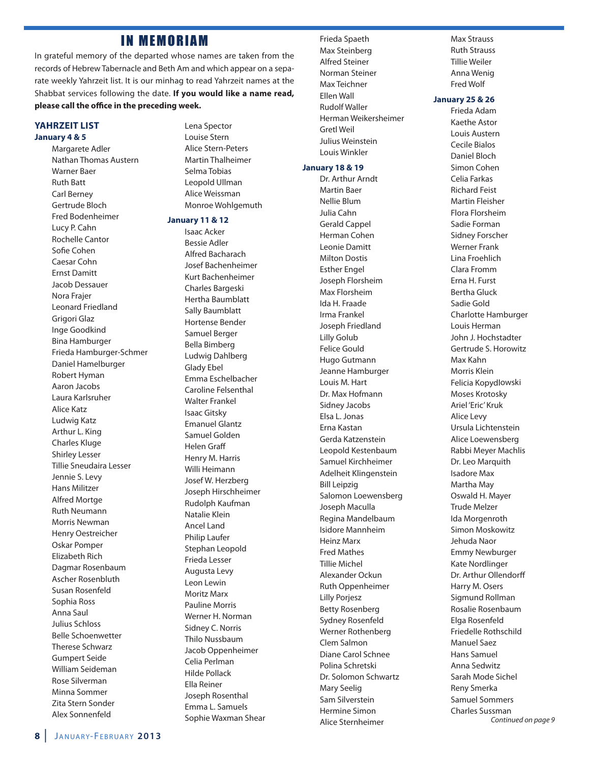# IN MEMORIAM

In grateful memory of the departed whose names are taken from the records of Hebrew Tabernacle and Beth Am and which appear on a separate weekly Yahrzeit list. It is our minhag to read Yahrzeit names at the Shabbat services following the date. **If you would like a name read, please call the office in the preceding week.**

## YAHRZEIT LIST

### January 4 & 5

Margarete Adler
Nathan Thomas Austern
Warner Baer
Ruth Batt
Carl Berney
Gertrude Bloch
Fred Bodenheimer
Lucy P. Cahn
Rochelle Cantor
Sofie Cohen
Caesar Cohn
Ernst Damitt
Jacob Dessauer
Nora Frajer
Leonard Friedland
Grigori Glaz
Inge Goodkind
Bina Hamburger
Frieda Hamburger-Schmer
Daniel Hamelburger
Robert Hyman
Aaron Jacobs
Laura Karlsruher
Alice Katz
Ludwig Katz
Arthur L. King
Charles Kluge
Shirley Lesser
Tillie Sneudaira Lesser
Jennie S. Levy
Hans Militzer
Alfred Mortge
Ruth Neumann
Morris Newman
Henry Oestreicher
Oskar Pomper
Elizabeth Rich
Dagmar Rosenbaum
Ascher Rosenbluth
Susan Rosenfeld
Sophia Ross
Anna Saul
Julius Schloss
Belle Schoenwetter
Therese Schwarz
Gumpert Seide
William Seideman
Rose Silverman
Minna Sommer
Zita Stern Sonder
Alex Sonnenfeld
Lena Spector
Louise Stern
Alice Stern-Peters
Martin Thalheimer
Selma Tobias
Leopold Ullman
Alice Weissman
Monroe Wohlgemuth

### January 11 & 12

Isaac Acker
Bessie Adler
Alfred Bacharach
Josef Bachenheimer
Kurt Bachenheimer
Charles Bargeski
Hertha Baumblatt
Sally Baumblatt
Hortense Bender
Samuel Berger
Bella Bimberg
Ludwig Dahlberg
Glady Ebel
Emma Eschelbacher
Caroline Felsenthal
Walter Frankel
Isaac Gitsky
Emanuel Glantz
Samuel Golden
Helen Graff
Henry M. Harris
Willi Heimann
Josef W. Herzberg
Joseph Hirschheimer
Rudolph Kaufman
Natalie Klein
Ancel Land
Philip Laufer
Stephan Leopold
Frieda Lesser
Augusta Levy
Leon Lewin
Moritz Marx
Pauline Morris
Werner H. Norman
Sidney C. Norris
Thilo Nussbaum
Jacob Oppenheimer
Celia Perlman
Hilde Pollack
Ella Reiner
Joseph Rosenthal
Emma L. Samuels
Sophie Waxman Shear
Frieda Spaeth
Max Steinberg
Alfred Steiner
Norman Steiner
Max Teichner
Ellen Wall
Rudolf Waller
Herman Weikersheimer
Gretl Weil
Julius Weinstein
Louis Winkler

### January 18 & 19

Dr. Arthur Arndt
Martin Baer
Nellie Blum
Julia Cahn
Gerald Cappel
Herman Cohen
Leonie Damitt
Milton Dostis
Esther Engel
Joseph Florsheim
Max Florsheim
Ida H. Fraade
Irma Frankel
Joseph Friedland
Lilly Golub
Felice Gould
Hugo Gutmann
Jeanne Hamburger
Louis M. Hart
Dr. Max Hofmann
Sidney Jacobs
Elsa L. Jonas
Erna Kastan
Gerda Katzenstein
Leopold Kestenbaum
Samuel Kirchheimer
Adelheit Klingenstein
Bill Leipzig
Salomon Loewensberg
Joseph Maculla
Regina Mandelbaum
Isidore Mannheim
Heinz Marx
Fred Mathes
Tillie Michel
Alexander Ockun
Ruth Oppenheimer
Lilly Porjesz
Betty Rosenberg
Sydney Rosenfeld
Werner Rothenberg
Clem Salmon
Diane Carol Schnee
Polina Schretski
Dr. Solomon Schwartz
Mary Seelig
Sam Silverstein
Hermine Simon
Alice Sternheimer
Max Strauss
Ruth Strauss
Tillie Weiler
Anna Wenig
Fred Wolf

### January 25 & 26

Frieda Adam
Kaethe Astor
Louis Austern
Cecile Bialos
Daniel Bloch
Simon Cohen
Celia Farkas
Richard Feist
Martin Fleisher
Flora Florsheim
Sadie Forman
Sidney Forscher
Werner Frank
Lina Froehlich
Clara Fromm
Erna H. Furst
Bertha Gluck
Sadie Gold
Charlotte Hamburger
Louis Herman
John J. Hochstadter
Gertrude S. Horowitz
Max Kahn
Morris Klein
Felicia Kopydlowski
Moses Krotosky
Ariel 'Eric' Kruk
Alice Levy
Ursula Lichtenstein
Alice Loewensberg
Rabbi Meyer Machlis
Dr. Leo Marquith
Isadore Max
Martha May
Oswald H. Mayer
Trude Melzer
Ida Morgenroth
Simon Moskowitz
Jehuda Naor
Emmy Newburger
Kate Nordlinger
Dr. Arthur Ollendorff
Harry M. Osers
Sigmund Rollman
Rosalie Rosenbaum
Elga Rosenfeld
Friedelle Rothschild
Manuel Saez
Hans Samuel
Anna Sedwitz
Sarah Mode Sichel
Reny Smerka
Samuel Sommers
Charles Sussman

*Continued on page 9*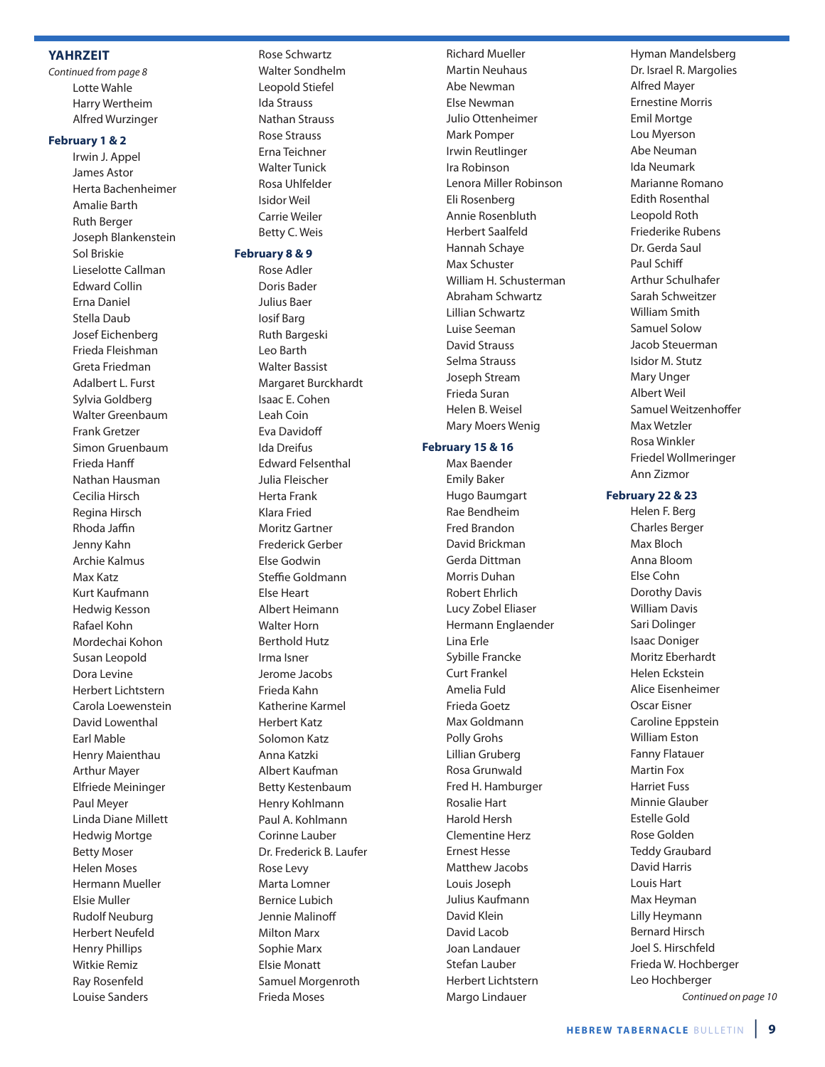## YAHRZEIT

*Continued from page 8*

Lotte Wahle
Harry Wertheim
Alfred Wurzinger

**February 1 & 2**

Irwin J. Appel
James Astor
Herta Bachenheimer
Amalie Barth
Ruth Berger
Joseph Blankenstein
Sol Briskie
Lieselotte Callman
Edward Collin
Erna Daniel
Stella Daub
Josef Eichenberg
Frieda Fleishman
Greta Friedman
Adalbert L. Furst
Sylvia Goldberg
Walter Greenbaum
Frank Gretzer
Simon Gruenbaum
Frieda Hanff
Nathan Hausman
Cecilia Hirsch
Regina Hirsch
Rhoda Jaffin
Jenny Kahn
Archie Kalmus
Max Katz
Kurt Kaufmann
Hedwig Kesson
Rafael Kohn
Mordechai Kohon
Susan Leopold
Dora Levine
Herbert Lichtstern
Carola Loewenstein
David Lowenthal
Earl Mable
Henry Maienthau
Arthur Mayer
Elfriede Meininger
Paul Meyer
Linda Diane Millett
Hedwig Mortge
Betty Moser
Helen Moses
Hermann Mueller
Elsie Muller
Rudolf Neuburg
Herbert Neufeld
Henry Phillips
Witkie Remiz
Ray Rosenfeld
Louise Sanders
Rose Schwartz
Walter Sondhelm
Leopold Stiefel
Ida Strauss
Nathan Strauss
Rose Strauss
Erna Teichner
Walter Tunick
Rosa Uhlfelder
Isidor Weil
Carrie Weiler
Betty C. Weis

**February 8 & 9**

Rose Adler
Doris Bader
Julius Baer
Iosif Barg
Ruth Bargeski
Leo Barth
Walter Bassist
Margaret Burckhardt
Isaac E. Cohen
Leah Coin
Eva Davidoff
Ida Dreifus
Edward Felsenthal
Julia Fleischer
Herta Frank
Klara Fried
Moritz Gartner
Frederick Gerber
Else Godwin
Steffie Goldmann
Else Heart
Albert Heimann
Walter Horn
Berthold Hutz
Irma Isner
Jerome Jacobs
Frieda Kahn
Katherine Karmel
Herbert Katz
Solomon Katz
Anna Katzki
Albert Kaufman
Betty Kestenbaum
Henry Kohlmann
Paul A. Kohlmann
Corinne Lauber
Dr. Frederick B. Laufer
Rose Levy
Marta Lomner
Bernice Lubich
Jennie Malinoff
Milton Marx
Sophie Marx
Elsie Monatt
Samuel Morgenroth
Frieda Moses
Richard Mueller
Martin Neuhaus
Abe Newman
Else Newman
Julio Ottenheimer
Mark Pomper
Irwin Reutlinger
Ira Robinson
Lenora Miller Robinson
Eli Rosenberg
Annie Rosenbluth
Herbert Saalfeld
Hannah Schaye
Max Schuster
William H. Schusterman
Abraham Schwartz
Lillian Schwartz
Luise Seeman
David Strauss
Selma Strauss
Joseph Stream
Frieda Suran
Helen B. Weisel
Mary Moers Wenig

**February 15 & 16**

Max Baender
Emily Baker
Hugo Baumgart
Rae Bendheim
Fred Brandon
David Brickman
Gerda Dittman
Morris Duhan
Robert Ehrlich
Lucy Zobel Eliaser
Hermann Englaender
Lina Erle
Sybille Francke
Curt Frankel
Amelia Fuld
Frieda Goetz
Max Goldmann
Polly Grohs
Lillian Gruberg
Rosa Grunwald
Fred H. Hamburger
Rosalie Hart
Harold Hersh
Clementine Herz
Ernest Hesse
Matthew Jacobs
Louis Joseph
Julius Kaufmann
David Klein
David Lacob
Joan Landauer
Stefan Lauber
Herbert Lichtstern
Margo Lindauer
Hyman Mandelsberg
Dr. Israel R. Margolies
Alfred Mayer
Ernestine Morris
Emil Mortge
Lou Myerson
Abe Neuman
Ida Neumark
Marianne Romano
Edith Rosenthal
Leopold Roth
Friederike Rubens
Dr. Gerda Saul
Paul Schiff
Arthur Schulhafer
Sarah Schweitzer
William Smith
Samuel Solow
Jacob Steuerman
Isidor M. Stutz
Mary Unger
Albert Weil
Samuel Weitzenhoffer
Max Wetzler
Rosa Winkler
Friedel Wollmeringer
Ann Zizmor

**February 22 & 23**

Helen F. Berg
Charles Berger
Max Bloch
Anna Bloom
Else Cohn
Dorothy Davis
William Davis
Sari Dolinger
Isaac Doniger
Moritz Eberhardt
Helen Eckstein
Alice Eisenheimer
Oscar Eisner
Caroline Eppstein
William Eston
Fanny Flatauer
Martin Fox
Harriet Fuss
Minnie Glauber
Estelle Gold
Rose Golden
Teddy Graubard
David Harris
Louis Hart
Max Heyman
Lilly Heymann
Bernard Hirsch
Joel S. Hirschfeld
Frieda W. Hochberger
Leo Hochberger

*Continued on page 10*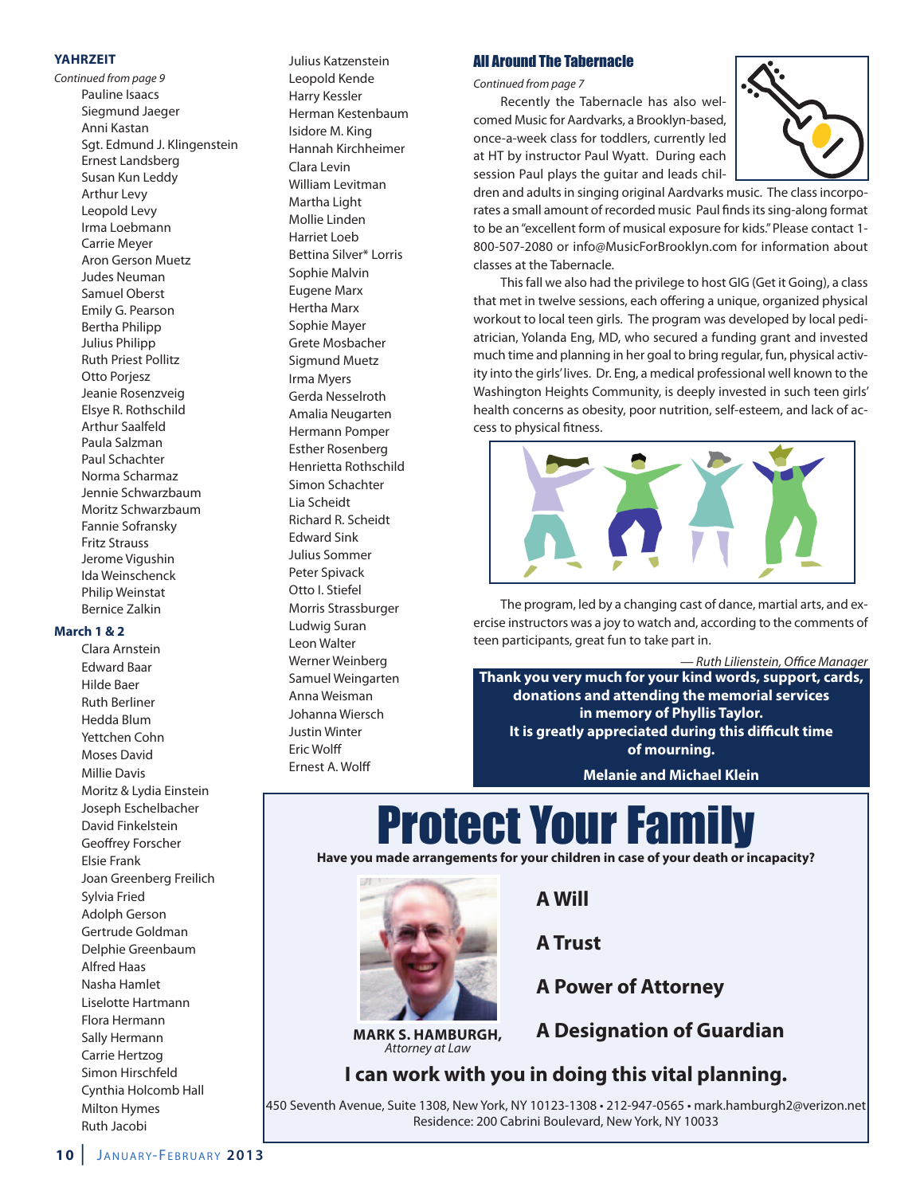### YAHRZEIT

*Continued from page 9*

Pauline Isaacs
Siegmund Jaeger
Anni Kastan
Sgt. Edmund J. Klingenstein
Ernest Landsberg
Susan Kun Leddy
Arthur Levy
Leopold Levy
Irma Loebmann
Carrie Meyer
Aron Gerson Muetz
Judes Neuman
Samuel Oberst
Emily G. Pearson
Bertha Philipp
Julius Philipp
Ruth Priest Pollitz
Otto Porjesz
Jeanie Rosenzveig
Elsye R. Rothschild
Arthur Saalfeld
Paula Salzman
Paul Schachter
Norma Scharmaz
Jennie Schwarzbaum
Moritz Schwarzbaum
Fannie Sofransky
Fritz Strauss
Jerome Vigushin
Ida Weinschenck
Philip Weinstat
Bernice Zalkin

### March 1 & 2

Clara Arnstein
Edward Baar
Hilde Baer
Ruth Berliner
Hedda Blum
Yettchen Cohn
Moses David
Millie Davis
Moritz & Lydia Einstein
Joseph Eschelbacher
David Finkelstein
Geoffrey Forscher
Elsie Frank
Joan Greenberg Freilich
Sylvia Fried
Adolph Gerson
Gertrude Goldman
Delphie Greenbaum
Alfred Haas
Nasha Hamlet
Liselotte Hartmann
Flora Hermann
Sally Hermann
Carrie Hertzog
Simon Hirschfeld
Cynthia Holcomb Hall
Milton Hymes
Ruth Jacobi
Julius Katzenstein
Leopold Kende
Harry Kessler
Herman Kestenbaum
Isidore M. King
Hannah Kirchheimer
Clara Levin
William Levitman
Martha Light
Mollie Linden
Harriet Loeb
Bettina Silver* Lorris
Sophie Malvin
Eugene Marx
Hertha Marx
Sophie Mayer
Grete Mosbacher
Sigmund Muetz
Irma Myers
Gerda Nesselroth
Amalia Neugarten
Hermann Pomper
Esther Rosenberg
Henrietta Rothschild
Simon Schachter
Lia Scheidt
Richard R. Scheidt
Edward Sink
Julius Sommer
Peter Spivack
Otto I. Stiefel
Morris Strassburger
Ludwig Suran
Leon Walter
Werner Weinberg
Samuel Weingarten
Anna Weisman
Johanna Wiersch
Justin Winter
Eric Wolff
Ernest A. Wolff

### All Around The Tabernacle

*Continued from page 7*

Recently the Tabernacle has also welcomed Music for Aardvarks, a Brooklyn-based, once-a-week class for toddlers, currently led at HT by instructor Paul Wyatt. During each session Paul plays the guitar and leads children and adults in singing original Aardvarks music. The class incorporates a small amount of recorded music Paul finds its sing-along format to be an "excellent form of musical exposure for kids." Please contact 1-800-507-2080 or info@MusicForBrooklyn.com for information about classes at the Tabernacle.

This fall we also had the privilege to host GIG (Get it Going), a class that met in twelve sessions, each offering a unique, organized physical workout to local teen girls. The program was developed by local pediatrician, Yolanda Eng, MD, who secured a funding grant and invested much time and planning in her goal to bring regular, fun, physical activity into the girls' lives. Dr. Eng, a medical professional well known to the Washington Heights Community, is deeply invested in such teen girls' health concerns as obesity, poor nutrition, self-esteem, and lack of access to physical fitness.

The program, led by a changing cast of dance, martial arts, and exercise instructors was a joy to watch and, according to the comments of teen participants, great fun to take part in.

*— Ruth Lilienstein, Office Manager*

**Thank you very much for your kind words, support, cards, donations and attending the memorial services in memory of Phyllis Taylor. It is greatly appreciated during this difficult time of mourning.**

**Melanie and Michael Klein**

# Protect Your Family

**Have you made arrangements for your children in case of your death or incapacity?**

**A Will**

**A Trust**

**A Power of Attorney**

**A Designation of Guardian**

**MARK S. HAMBURGH,**
*Attorney at Law*

**I can work with you in doing this vital planning.**

450 Seventh Avenue, Suite 1308, New York, NY 10123-1308 • 212-947-0565 • mark.hamburgh2@verizon.net
Residence: 200 Cabrini Boulevard, New York, NY 10033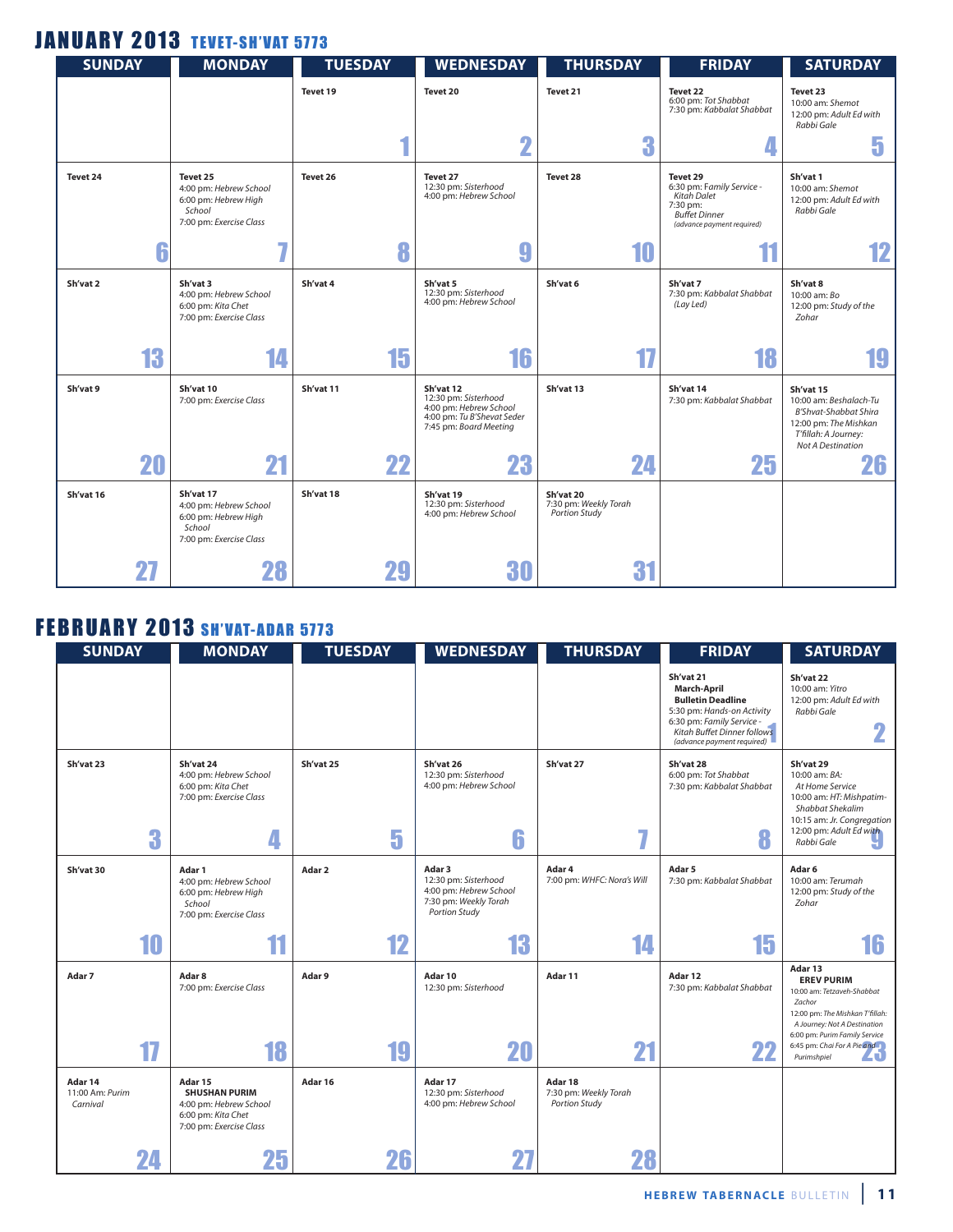## JANUARY 2013 TEVET-SH'VAT 5773

| SUNDAY | MONDAY | TUESDAY | WEDNESDAY | THURSDAY | FRIDAY | SATURDAY |
|---|---|---|---|---|---|---|
| | | Tevet 19<br>**1** | Tevet 20<br>**2** | Tevet 21<br>**3** | Tevet 22<br>6:00 pm: *Tot Shabbat*<br>7:30 pm: *Kabbalat Shabbat*<br>**4** | Tevet 23<br>10:00 am: *Shemot*<br>12:00 pm: *Adult Ed with Rabbi Gale*<br>**5** |
| Tevet 24<br>**6** | Tevet 25<br>4:00 pm: *Hebrew School*<br>6:00 pm: *Hebrew High School*<br>7:00 pm: *Exercise Class*<br>**7** | Tevet 26<br>**8** | Tevet 27<br>12:30 pm: *Sisterhood*<br>4:00 pm: *Hebrew School*<br>**9** | Tevet 28<br>**10** | Tevet 29<br>6:30 pm: *Family Service - Kitah Dalet*<br>7:30 pm: *Buffet Dinner* *(advance payment required)*<br>**11** | Sh'vat 1<br>10:00 am: *Shemot*<br>12:00 pm: *Adult Ed with Rabbi Gale*<br>**12** |
| Sh'vat 2<br>**13** | Sh'vat 3<br>4:00 pm: *Hebrew School*<br>6:00 pm: *Kita Chet*<br>7:00 pm: *Exercise Class*<br>**14** | Sh'vat 4<br>**15** | Sh'vat 5<br>12:30 pm: *Sisterhood*<br>4:00 pm: *Hebrew School*<br>**16** | Sh'vat 6<br>**17** | Sh'vat 7<br>7:30 pm: *Kabbalat Shabbat (Lay Led)*<br>**18** | Sh'vat 8<br>10:00 am: *Bo*<br>12:00 pm: *Study of the Zohar*<br>**19** |
| Sh'vat 9<br>**20** | Sh'vat 10<br>7:00 pm: *Exercise Class*<br>**21** | Sh'vat 11<br>**22** | Sh'vat 12<br>12:30 pm: *Sisterhood*<br>4:00 pm: *Hebrew School*<br>4:00 pm: *Tu B'Shevat Seder*<br>7:45 pm: *Board Meeting*<br>**23** | Sh'vat 13<br>**24** | Sh'vat 14<br>7:30 pm: *Kabbalat Shabbat*<br>**25** | Sh'vat 15<br>10:00 am: *Beshalach-Tu B'Shvat-Shabbat Shira*<br>12:00 pm: *The Mishkan T'fillah: A Journey: Not A Destination*<br>**26** |
| Sh'vat 16<br>**27** | Sh'vat 17<br>4:00 pm: *Hebrew School*<br>6:00 pm: *Hebrew High School*<br>7:00 pm: *Exercise Class*<br>**28** | Sh'vat 18<br>**29** | Sh'vat 19<br>12:30 pm: *Sisterhood*<br>4:00 pm: *Hebrew School*<br>**30** | Sh'vat 20<br>7:30 pm: *Weekly Torah Portion Study*<br>**31** | | |

## FEBRUARY 2013 SH'VAT-ADAR 5773

| SUNDAY | MONDAY | TUESDAY | WEDNESDAY | THURSDAY | FRIDAY | SATURDAY |
|---|---|---|---|---|---|---|
| | | | | | Sh'vat 21<br>**March-April Bulletin Deadline**<br>5:30 pm: *Hands-on Activity*<br>6:30 pm: *Family Service - Kitah Buffet Dinner follows* *(advance payment required)*<br>**1** | Sh'vat 22<br>10:00 am: *Yitro*<br>12:00 pm: *Adult Ed with Rabbi Gale*<br>**2** |
| Sh'vat 23<br>**3** | Sh'vat 24<br>4:00 pm: *Hebrew School*<br>6:00 pm: *Kita Chet*<br>7:00 pm: *Exercise Class*<br>**4** | Sh'vat 25<br>**5** | Sh'vat 26<br>12:30 pm: *Sisterhood*<br>4:00 pm: *Hebrew School*<br>**6** | Sh'vat 27<br>**7** | Sh'vat 28<br>6:00 pm: *Tot Shabbat*<br>7:30 pm: *Kabbalat Shabbat*<br>**8** | Sh'vat 29<br>10:00 am: *BA: At Home Service*<br>10:00 am: *HT: Mishpatim-Shabbat Shekalim*<br>10:15 am: *Jr. Congregation*<br>12:00 pm: *Adult Ed with Rabbi Gale*<br>**9** |
| Sh'vat 30<br>**10** | Adar 1<br>4:00 pm: *Hebrew School*<br>6:00 pm: *Hebrew High School*<br>7:00 pm: *Exercise Class*<br>**11** | Adar 2<br>**12** | Adar 3<br>12:30 pm: *Sisterhood*<br>4:00 pm: *Hebrew School*<br>7:30 pm: *Weekly Torah Portion Study*<br>**13** | Adar 4<br>7:00 pm: *WHFC: Nora's Will*<br>**14** | Adar 5<br>7:30 pm: *Kabbalat Shabbat*<br>**15** | Adar 6<br>10:00 am: *Terumah*<br>12:00 pm: *Study of the Zohar*<br>**16** |
| Adar 7<br>**17** | Adar 8<br>7:00 pm: *Exercise Class*<br>**18** | Adar 9<br>**19** | Adar 10<br>12:30 pm: *Sisterhood*<br>**20** | Adar 11<br>**21** | Adar 12<br>7:30 pm: *Kabbalat Shabbat*<br>**22** | Adar 13<br>**EREV PURIM**<br>10:00 am: *Tetzaveh-Shabbat Zachor*<br>12:00 pm: *The Mishkan T'fillah: A Journey: Not A Destination*<br>6:00 pm: *Purim Family Service*<br>6:45 pm: *Chai For A Pie and Purimshpiel*<br>**23** |
| Adar 14<br>11:00 Am: *Purim Carnival*<br>**24** | Adar 15<br>**SHUSHAN PURIM**<br>4:00 pm: *Hebrew School*<br>6:00 pm: *Kita Chet*<br>7:00 pm: *Exercise Class*<br>**25** | Adar 16<br>**26** | Adar 17<br>12:30 pm: *Sisterhood*<br>4:00 pm: *Hebrew School*<br>**27** | Adar 18<br>7:30 pm: *Weekly Torah Portion Study*<br>**28** | | |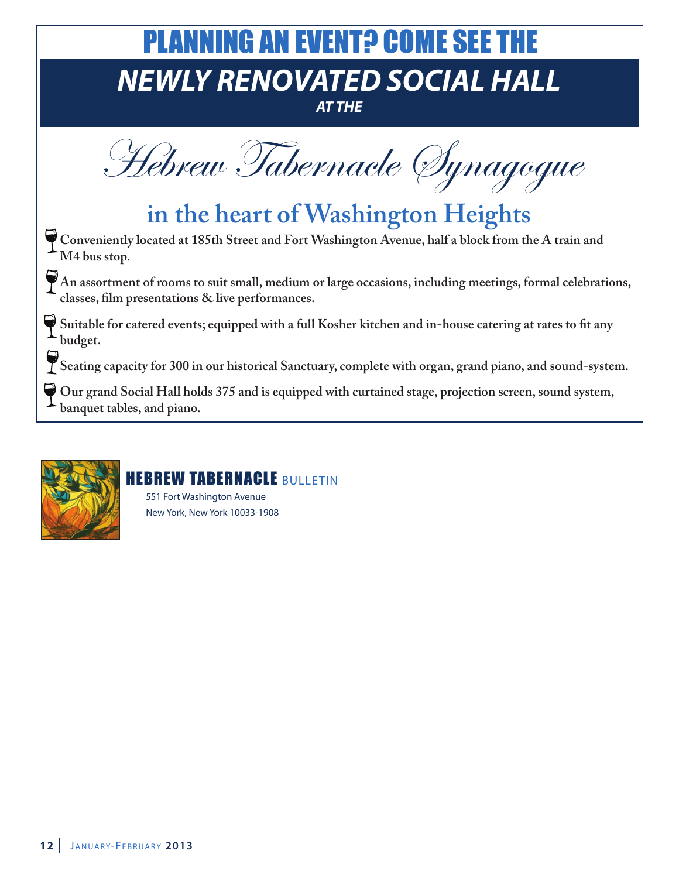# PLANNING AN EVENT? COME SEE THE

## *NEWLY RENOVATED SOCIAL HALL*

***AT THE***

# *Hebrew Tabernacle Synagogue*

## in the heart of Washington Heights

- **Conveniently located at 185th Street and Fort Washington Avenue, half a block from the A train and M4 bus stop.**
- **An assortment of rooms to suit small, medium or large occasions, including meetings, formal celebrations, classes, film presentations & live performances.**
- **Suitable for catered events; equipped with a full Kosher kitchen and in-house catering at rates to fit any budget.**
- **Seating capacity for 300 in our historical Sanctuary, complete with organ, grand piano, and sound-system.**
- **Our grand Social Hall holds 375 and is equipped with curtained stage, projection screen, sound system, banquet tables, and piano.**

**HEBREW TABERNACLE** BULLETIN

551 Fort Washington Avenue

New York, New York 10033-1908